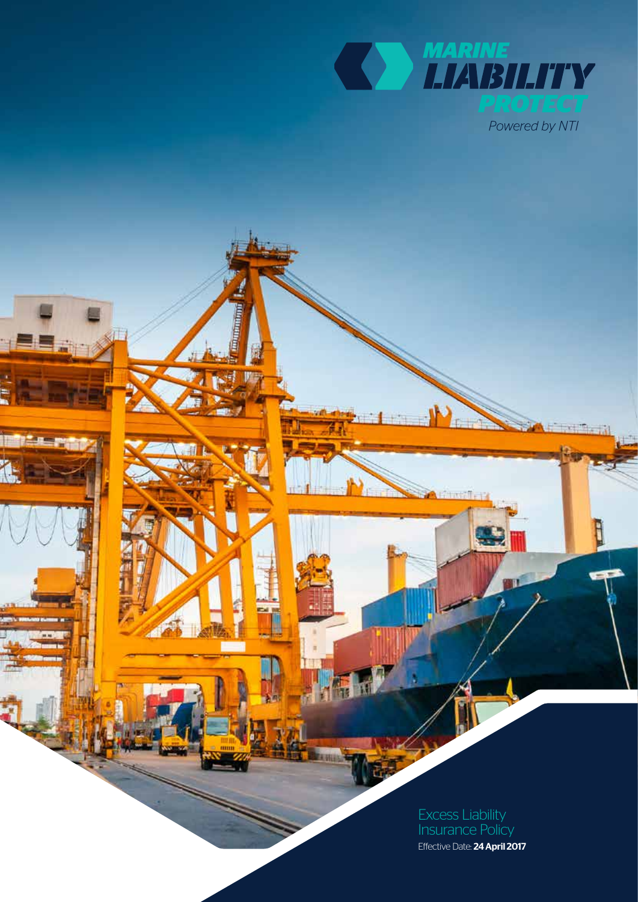# MARINE LIABILITY PROTECT

*Powered by NTI*

## Excess Liability Insurance Policy

Effective Date: **24 April 2017**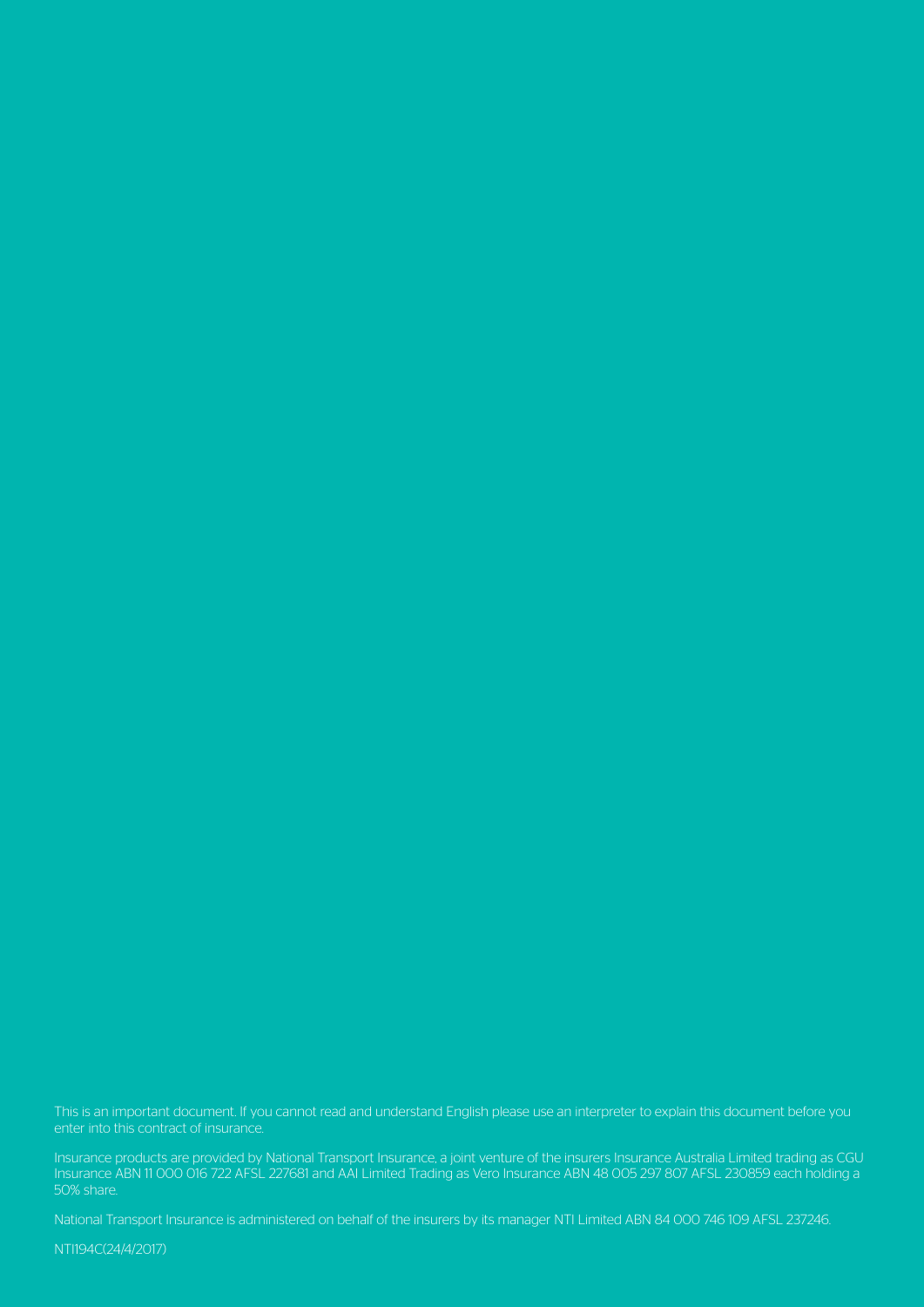This is an important document. If you cannot read and understand English please use an interpreter to explain this document before you enter into this contract of insurance.

Insurance products are provided by National Transport Insurance, a joint venture of the insurers Insurance Australia Limited trading as CGU Insurance ABN 11 000 016 722 AFSL 227681 and AAI Limited Trading as Vero Insurance ABN 48 005 297 807 AFSL 230859 each holding a 50% share.

National Transport Insurance is administered on behalf of the insurers by its manager NTI Limited ABN 84 000 746 109 AFSL 237246.

NTI194C(24/4/2017)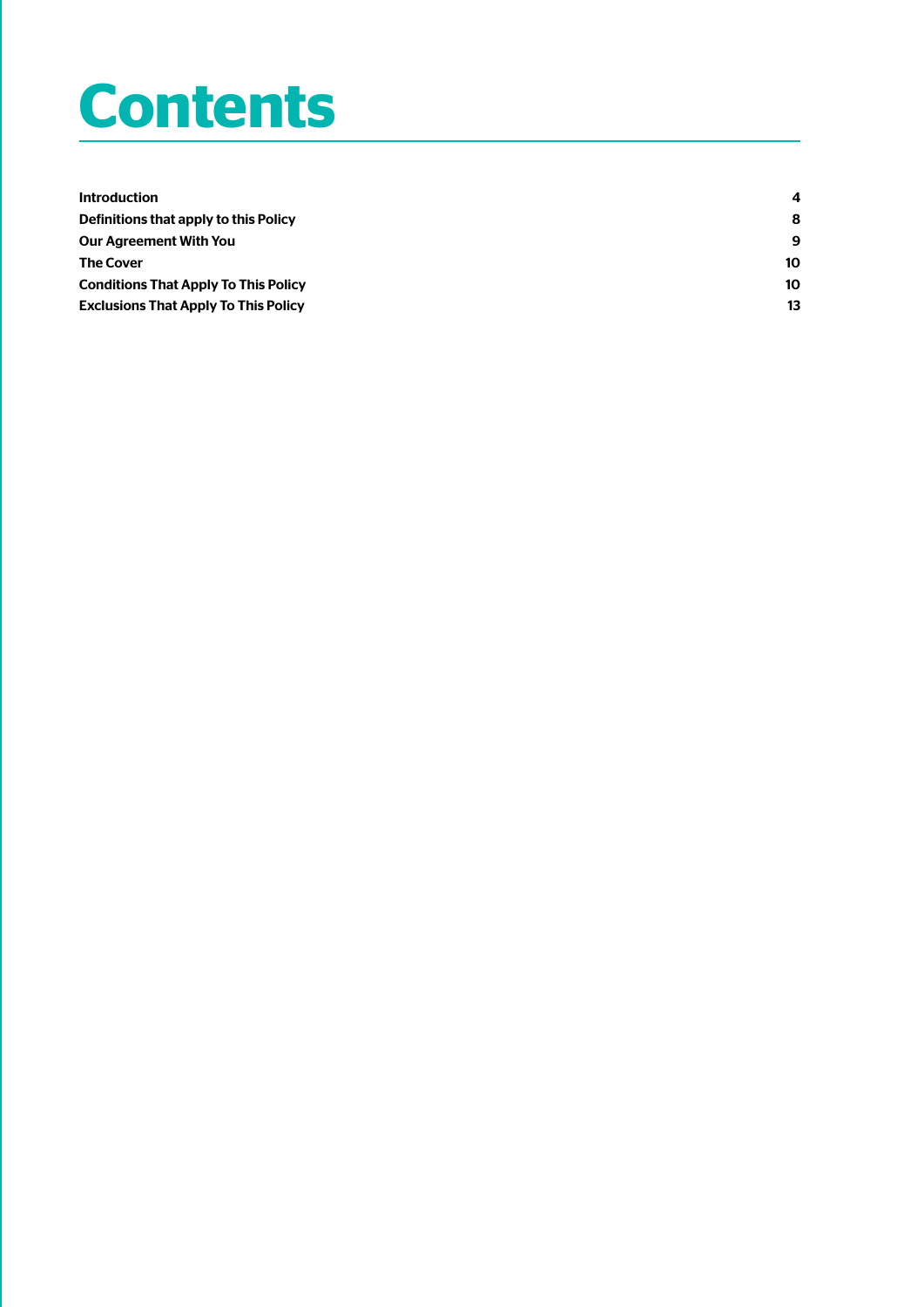# Contents

| | |
|---|---|
| **Introduction** | **4** |
| **Definitions that apply to this Policy** | **8** |
| **Our Agreement With You** | **9** |
| **The Cover** | **10** |
| **Conditions That Apply To This Policy** | **10** |
| **Exclusions That Apply To This Policy** | **13** |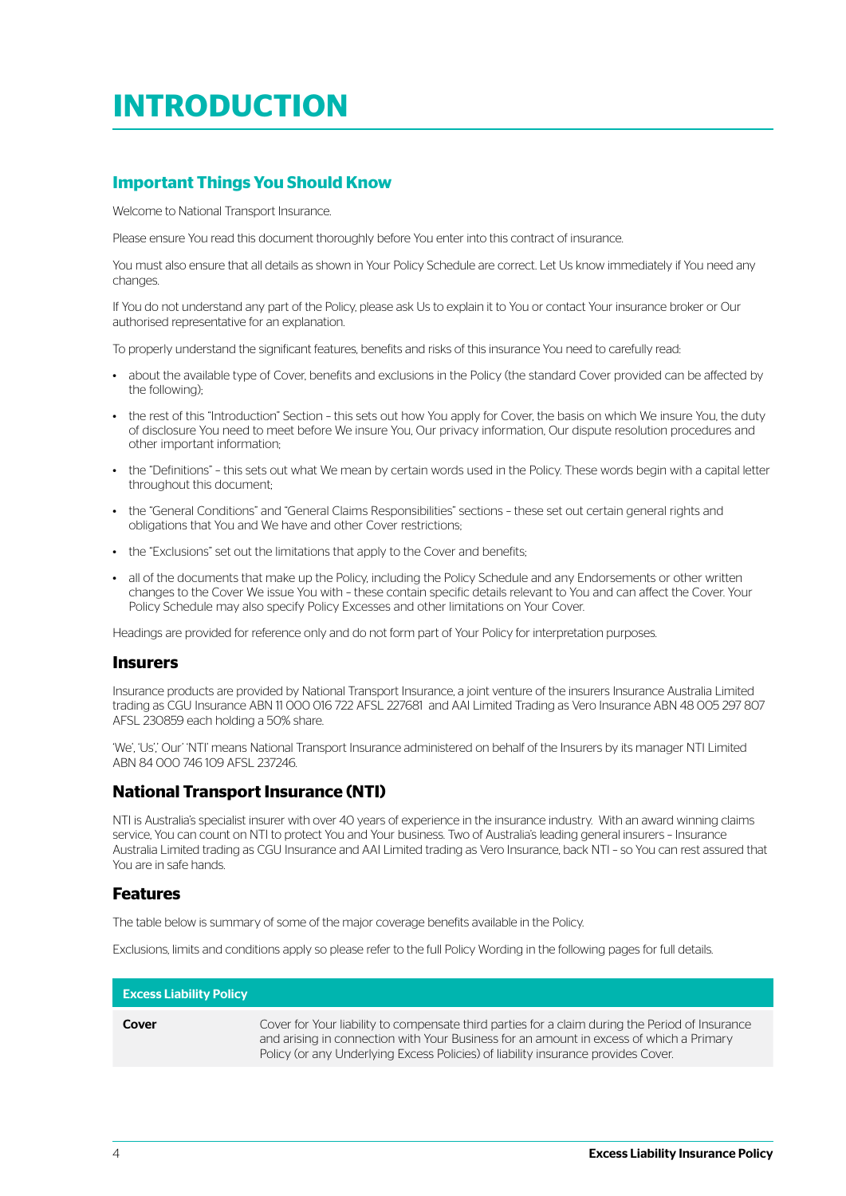# INTRODUCTION

## Important Things You Should Know

Welcome to National Transport Insurance.

Please ensure You read this document thoroughly before You enter into this contract of insurance.

You must also ensure that all details as shown in Your Policy Schedule are correct. Let Us know immediately if You need any changes.

If You do not understand any part of the Policy, please ask Us to explain it to You or contact Your insurance broker or Our authorised representative for an explanation.

To properly understand the significant features, benefits and risks of this insurance You need to carefully read:

- about the available type of Cover, benefits and exclusions in the Policy (the standard Cover provided can be affected by the following);
- the rest of this "Introduction" Section – this sets out how You apply for Cover, the basis on which We insure You, the duty of disclosure You need to meet before We insure You, Our privacy information, Our dispute resolution procedures and other important information;
- the "Definitions" – this sets out what We mean by certain words used in the Policy. These words begin with a capital letter throughout this document;
- the "General Conditions" and "General Claims Responsibilities" sections – these set out certain general rights and obligations that You and We have and other Cover restrictions;
- the "Exclusions" set out the limitations that apply to the Cover and benefits;
- all of the documents that make up the Policy, including the Policy Schedule and any Endorsements or other written changes to the Cover We issue You with – these contain specific details relevant to You and can affect the Cover. Your Policy Schedule may also specify Policy Excesses and other limitations on Your Cover.

Headings are provided for reference only and do not form part of Your Policy for interpretation purposes.

## Insurers

Insurance products are provided by National Transport Insurance, a joint venture of the insurers Insurance Australia Limited trading as CGU Insurance ABN 11 000 016 722 AFSL 227681 and AAI Limited Trading as Vero Insurance ABN 48 005 297 807 AFSL 230859 each holding a 50% share.

'We', 'Us',' Our' 'NTI' means National Transport Insurance administered on behalf of the Insurers by its manager NTI Limited ABN 84 000 746 109 AFSL 237246.

## National Transport Insurance (NTI)

NTI is Australia's specialist insurer with over 40 years of experience in the insurance industry. With an award winning claims service, You can count on NTI to protect You and Your business. Two of Australia's leading general insurers – Insurance Australia Limited trading as CGU Insurance and AAI Limited trading as Vero Insurance, back NTI – so You can rest assured that You are in safe hands.

## Features

The table below is summary of some of the major coverage benefits available in the Policy.

Exclusions, limits and conditions apply so please refer to the full Policy Wording in the following pages for full details.

| Excess Liability Policy | |
|---|---|
| **Cover** | Cover for Your liability to compensate third parties for a claim during the Period of Insurance and arising in connection with Your Business for an amount in excess of which a Primary Policy (or any Underlying Excess Policies) of liability insurance provides Cover. |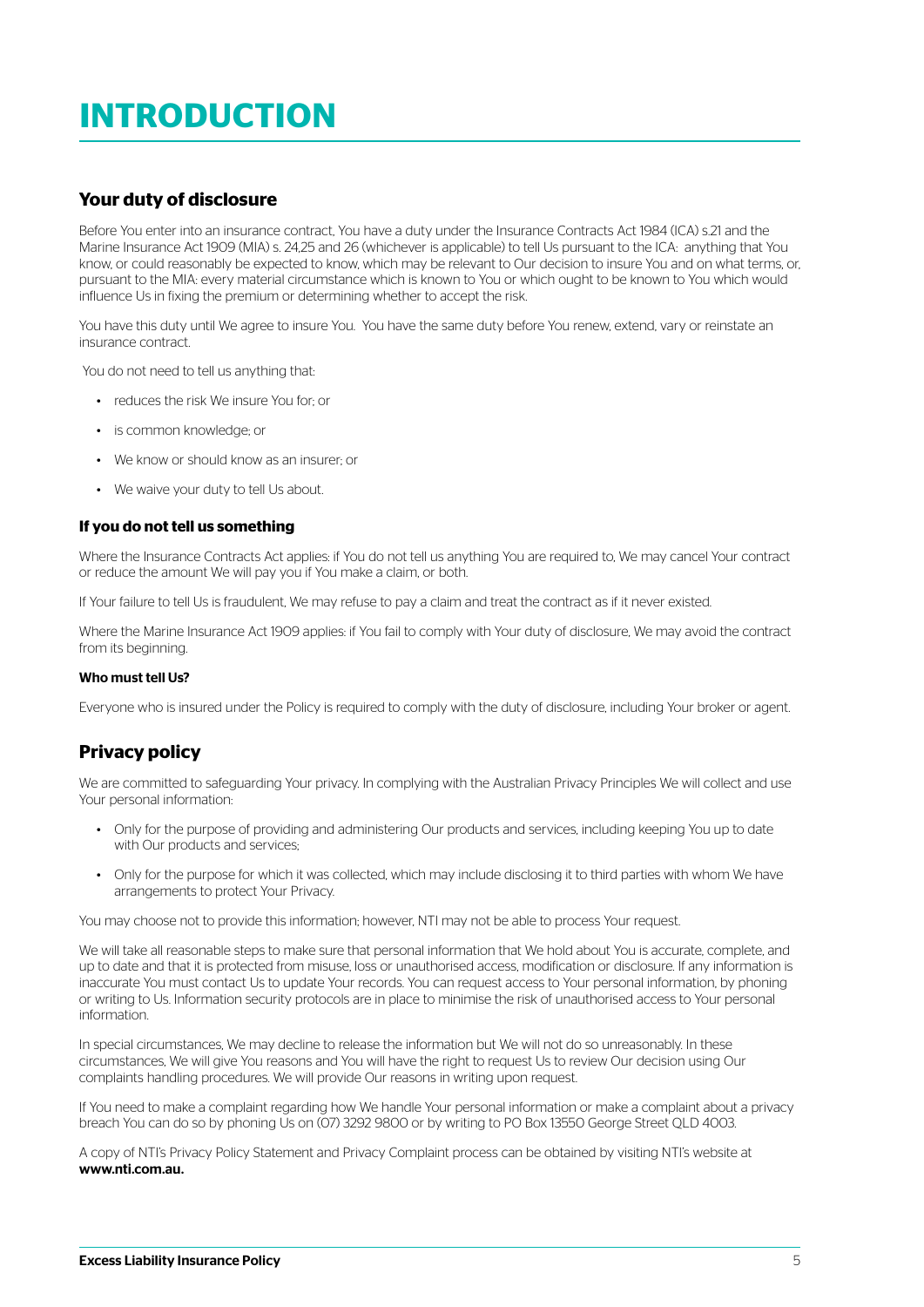# INTRODUCTION

## Your duty of disclosure

Before You enter into an insurance contract, You have a duty under the Insurance Contracts Act 1984 (ICA) s.21 and the Marine Insurance Act 1909 (MIA) s. 24,25 and 26 (whichever is applicable) to tell Us pursuant to the ICA: anything that You know, or could reasonably be expected to know, which may be relevant to Our decision to insure You and on what terms, or, pursuant to the MIA: every material circumstance which is known to You or which ought to be known to You which would influence Us in fixing the premium or determining whether to accept the risk.

You have this duty until We agree to insure You. You have the same duty before You renew, extend, vary or reinstate an insurance contract.

You do not need to tell us anything that:

- reduces the risk We insure You for; or
- is common knowledge; or
- We know or should know as an insurer; or
- We waive your duty to tell Us about.

### If you do not tell us something

Where the Insurance Contracts Act applies: if You do not tell us anything You are required to, We may cancel Your contract or reduce the amount We will pay you if You make a claim, or both.

If Your failure to tell Us is fraudulent, We may refuse to pay a claim and treat the contract as if it never existed.

Where the Marine Insurance Act 1909 applies: if You fail to comply with Your duty of disclosure, We may avoid the contract from its beginning.

#### Who must tell Us?

Everyone who is insured under the Policy is required to comply with the duty of disclosure, including Your broker or agent.

## Privacy policy

We are committed to safeguarding Your privacy. In complying with the Australian Privacy Principles We will collect and use Your personal information:

- Only for the purpose of providing and administering Our products and services, including keeping You up to date with Our products and services;
- Only for the purpose for which it was collected, which may include disclosing it to third parties with whom We have arrangements to protect Your Privacy.

You may choose not to provide this information; however, NTI may not be able to process Your request.

We will take all reasonable steps to make sure that personal information that We hold about You is accurate, complete, and up to date and that it is protected from misuse, loss or unauthorised access, modification or disclosure. If any information is inaccurate You must contact Us to update Your records. You can request access to Your personal information, by phoning or writing to Us. Information security protocols are in place to minimise the risk of unauthorised access to Your personal information.

In special circumstances, We may decline to release the information but We will not do so unreasonably. In these circumstances, We will give You reasons and You will have the right to request Us to review Our decision using Our complaints handling procedures. We will provide Our reasons in writing upon request.

If You need to make a complaint regarding how We handle Your personal information or make a complaint about a privacy breach You can do so by phoning Us on (07) 3292 9800 or by writing to PO Box 13550 George Street QLD 4003.

A copy of NTI's Privacy Policy Statement and Privacy Complaint process can be obtained by visiting NTI's website at **www.nti.com.au.**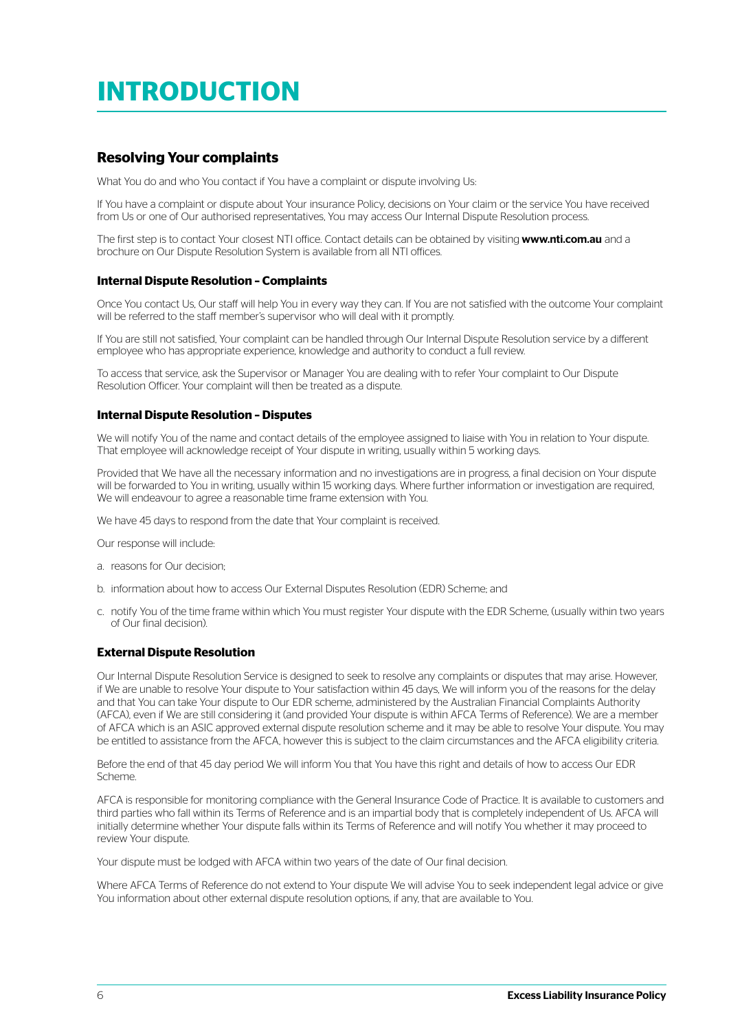# INTRODUCTION

## Resolving Your complaints

What You do and who You contact if You have a complaint or dispute involving Us:

If You have a complaint or dispute about Your insurance Policy, decisions on Your claim or the service You have received from Us or one of Our authorised representatives, You may access Our Internal Dispute Resolution process.

The first step is to contact Your closest NTI office. Contact details can be obtained by visiting **www.nti.com.au** and a brochure on Our Dispute Resolution System is available from all NTI offices.

### Internal Dispute Resolution – Complaints

Once You contact Us, Our staff will help You in every way they can. If You are not satisfied with the outcome Your complaint will be referred to the staff member's supervisor who will deal with it promptly.

If You are still not satisfied, Your complaint can be handled through Our Internal Dispute Resolution service by a different employee who has appropriate experience, knowledge and authority to conduct a full review.

To access that service, ask the Supervisor or Manager You are dealing with to refer Your complaint to Our Dispute Resolution Officer. Your complaint will then be treated as a dispute.

### Internal Dispute Resolution – Disputes

We will notify You of the name and contact details of the employee assigned to liaise with You in relation to Your dispute. That employee will acknowledge receipt of Your dispute in writing, usually within 5 working days.

Provided that We have all the necessary information and no investigations are in progress, a final decision on Your dispute will be forwarded to You in writing, usually within 15 working days. Where further information or investigation are required, We will endeavour to agree a reasonable time frame extension with You.

We have 45 days to respond from the date that Your complaint is received.

Our response will include:

a. reasons for Our decision;

b. information about how to access Our External Disputes Resolution (EDR) Scheme; and

c. notify You of the time frame within which You must register Your dispute with the EDR Scheme, (usually within two years of Our final decision).

### External Dispute Resolution

Our Internal Dispute Resolution Service is designed to seek to resolve any complaints or disputes that may arise. However, if We are unable to resolve Your dispute to Your satisfaction within 45 days, We will inform you of the reasons for the delay and that You can take Your dispute to Our EDR scheme, administered by the Australian Financial Complaints Authority (AFCA), even if We are still considering it (and provided Your dispute is within AFCA Terms of Reference). We are a member of AFCA which is an ASIC approved external dispute resolution scheme and it may be able to resolve Your dispute. You may be entitled to assistance from the AFCA, however this is subject to the claim circumstances and the AFCA eligibility criteria.

Before the end of that 45 day period We will inform You that You have this right and details of how to access Our EDR Scheme.

AFCA is responsible for monitoring compliance with the General Insurance Code of Practice. It is available to customers and third parties who fall within its Terms of Reference and is an impartial body that is completely independent of Us. AFCA will initially determine whether Your dispute falls within its Terms of Reference and will notify You whether it may proceed to review Your dispute.

Your dispute must be lodged with AFCA within two years of the date of Our final decision.

Where AFCA Terms of Reference do not extend to Your dispute We will advise You to seek independent legal advice or give You information about other external dispute resolution options, if any, that are available to You.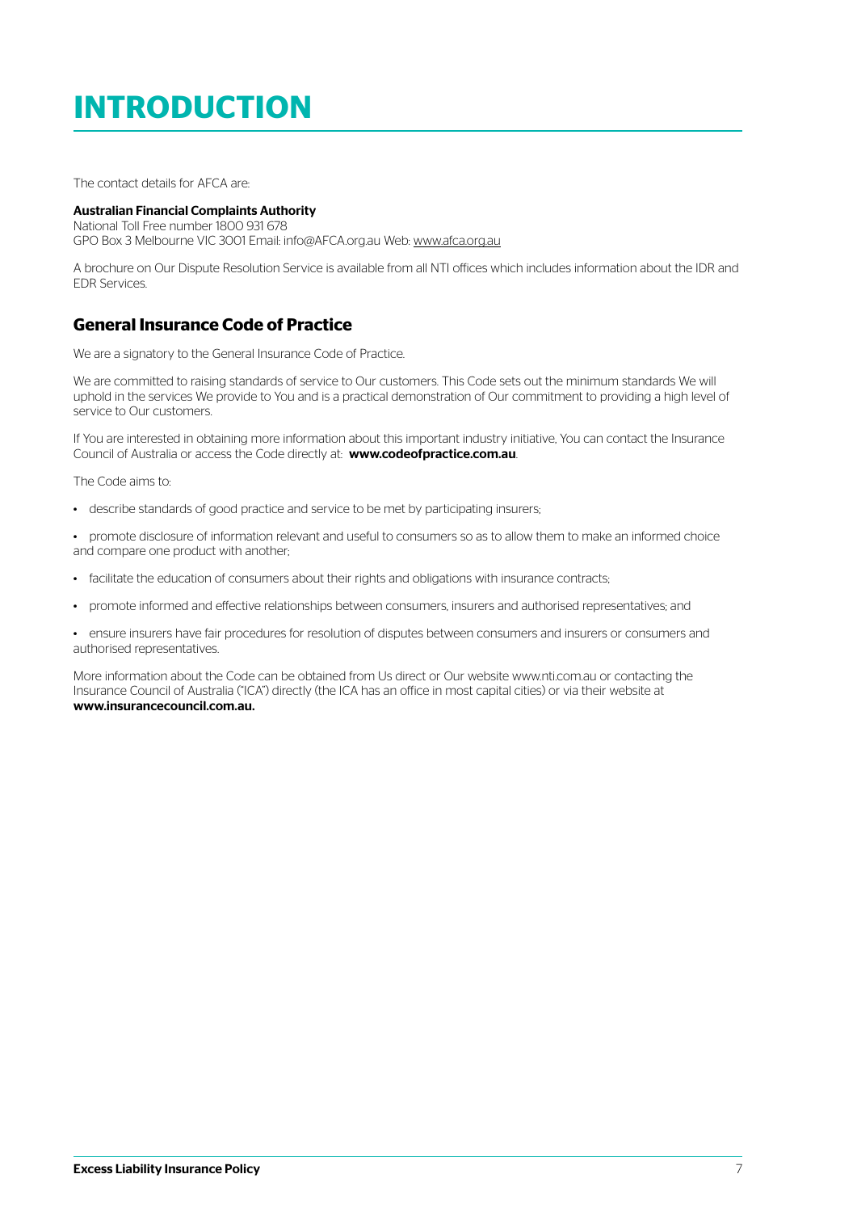# INTRODUCTION

The contact details for AFCA are:

**Australian Financial Complaints Authority**
National Toll Free number 1800 931 678
GPO Box 3 Melbourne VIC 3001 Email: info@AFCA.org.au Web: www.afca.org.au

A brochure on Our Dispute Resolution Service is available from all NTI offices which includes information about the IDR and EDR Services.

## General Insurance Code of Practice

We are a signatory to the General Insurance Code of Practice.

We are committed to raising standards of service to Our customers. This Code sets out the minimum standards We will uphold in the services We provide to You and is a practical demonstration of Our commitment to providing a high level of service to Our customers.

If You are interested in obtaining more information about this important industry initiative, You can contact the Insurance Council of Australia or access the Code directly at: **www.codeofpractice.com.au**.

The Code aims to:

- describe standards of good practice and service to be met by participating insurers;
- promote disclosure of information relevant and useful to consumers so as to allow them to make an informed choice and compare one product with another;
- facilitate the education of consumers about their rights and obligations with insurance contracts;
- promote informed and effective relationships between consumers, insurers and authorised representatives; and
- ensure insurers have fair procedures for resolution of disputes between consumers and insurers or consumers and authorised representatives.

More information about the Code can be obtained from Us direct or Our website www.nti.com.au or contacting the Insurance Council of Australia ("ICA") directly (the ICA has an office in most capital cities) or via their website at **www.insurancecouncil.com.au.**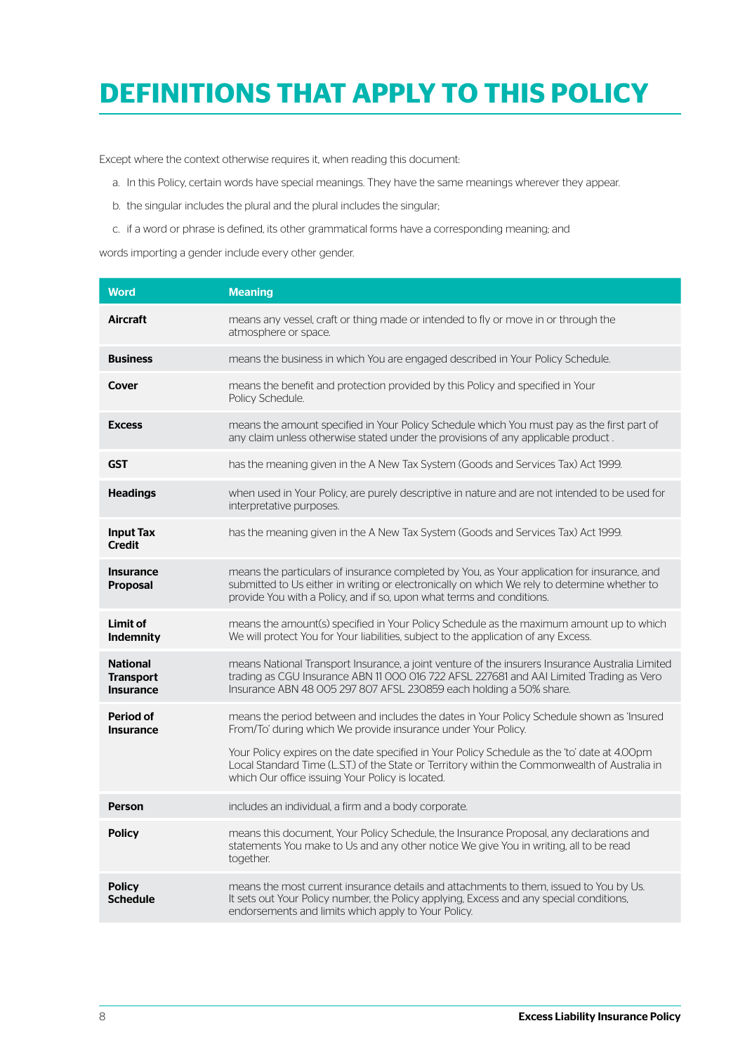# DEFINITIONS THAT APPLY TO THIS POLICY

Except where the context otherwise requires it, when reading this document:

a. In this Policy, certain words have special meanings. They have the same meanings wherever they appear.

b. the singular includes the plural and the plural includes the singular;

c. if a word or phrase is defined, its other grammatical forms have a corresponding meaning; and

words importing a gender include every other gender.

| Word | Meaning |
|---|---|
| **Aircraft** | means any vessel, craft or thing made or intended to fly or move in or through the atmosphere or space. |
| **Business** | means the business in which You are engaged described in Your Policy Schedule. |
| **Cover** | means the benefit and protection provided by this Policy and specified in Your Policy Schedule. |
| **Excess** | means the amount specified in Your Policy Schedule which You must pay as the first part of any claim unless otherwise stated under the provisions of any applicable product . |
| **GST** | has the meaning given in the A New Tax System (Goods and Services Tax) Act 1999. |
| **Headings** | when used in Your Policy, are purely descriptive in nature and are not intended to be used for interpretative purposes. |
| **Input Tax Credit** | has the meaning given in the A New Tax System (Goods and Services Tax) Act 1999. |
| **Insurance Proposal** | means the particulars of insurance completed by You, as Your application for insurance, and submitted to Us either in writing or electronically on which We rely to determine whether to provide You with a Policy, and if so, upon what terms and conditions. |
| **Limit of Indemnity** | means the amount(s) specified in Your Policy Schedule as the maximum amount up to which We will protect You for Your liabilities, subject to the application of any Excess. |
| **National Transport Insurance** | means National Transport Insurance, a joint venture of the insurers Insurance Australia Limited trading as CGU Insurance ABN 11 000 016 722 AFSL 227681 and AAI Limited Trading as Vero Insurance ABN 48 005 297 807 AFSL 230859 each holding a 50% share. |
| **Period of Insurance** | means the period between and includes the dates in Your Policy Schedule shown as 'Insured From/To' during which We provide insurance under Your Policy.<br><br>Your Policy expires on the date specified in Your Policy Schedule as the 'to' date at 4.00pm Local Standard Time (L.S.T.) of the State or Territory within the Commonwealth of Australia in which Our office issuing Your Policy is located. |
| **Person** | includes an individual, a firm and a body corporate. |
| **Policy** | means this document, Your Policy Schedule, the Insurance Proposal, any declarations and statements You make to Us and any other notice We give You in writing, all to be read together. |
| **Policy Schedule** | means the most current insurance details and attachments to them, issued to You by Us. It sets out Your Policy number, the Policy applying, Excess and any special conditions, endorsements and limits which apply to Your Policy. |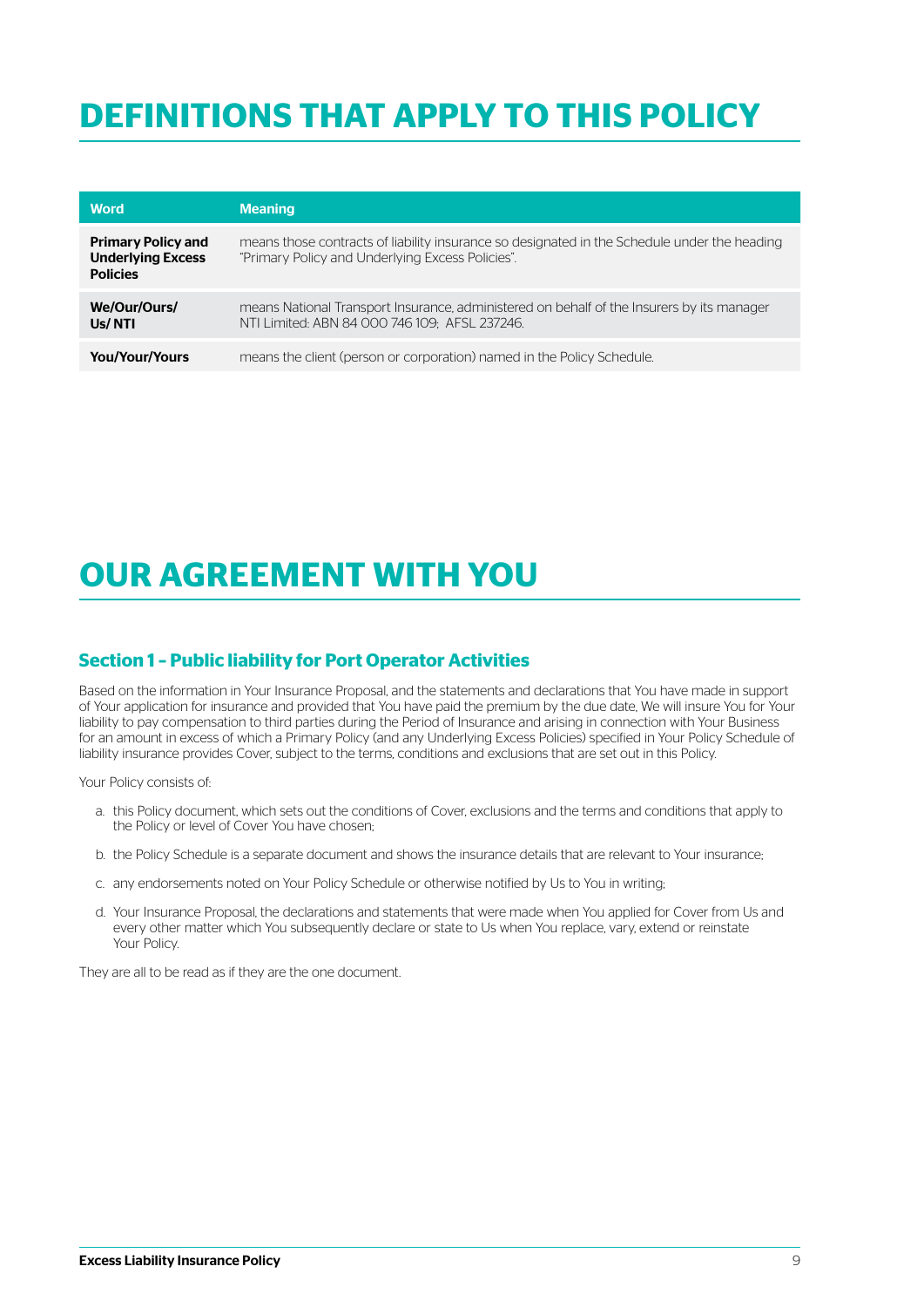# DEFINITIONS THAT APPLY TO THIS POLICY

| Word | Meaning |
| --- | --- |
| **Primary Policy and Underlying Excess Policies** | means those contracts of liability insurance so designated in the Schedule under the heading "Primary Policy and Underlying Excess Policies". |
| **We/Our/Ours/ Us/ NTI** | means National Transport Insurance, administered on behalf of the Insurers by its manager NTI Limited: ABN 84 000 746 109; AFSL 237246. |
| **You/Your/Yours** | means the client (person or corporation) named in the Policy Schedule. |

# OUR AGREEMENT WITH YOU

### Section 1 – Public liability for Port Operator Activities

Based on the information in Your Insurance Proposal, and the statements and declarations that You have made in support of Your application for insurance and provided that You have paid the premium by the due date, We will insure You for Your liability to pay compensation to third parties during the Period of Insurance and arising in connection with Your Business for an amount in excess of which a Primary Policy (and any Underlying Excess Policies) specified in Your Policy Schedule of liability insurance provides Cover, subject to the terms, conditions and exclusions that are set out in this Policy.

Your Policy consists of:

a. this Policy document, which sets out the conditions of Cover, exclusions and the terms and conditions that apply to the Policy or level of Cover You have chosen;

b. the Policy Schedule is a separate document and shows the insurance details that are relevant to Your insurance;

c. any endorsements noted on Your Policy Schedule or otherwise notified by Us to You in writing;

d. Your Insurance Proposal, the declarations and statements that were made when You applied for Cover from Us and every other matter which You subsequently declare or state to Us when You replace, vary, extend or reinstate Your Policy.

They are all to be read as if they are the one document.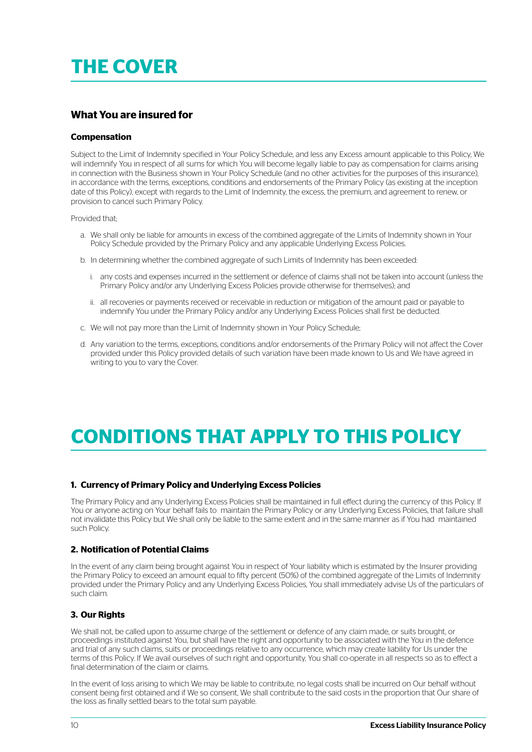# THE COVER

## What You are insured for

### Compensation

Subject to the Limit of Indemnity specified in Your Policy Schedule, and less any Excess amount applicable to this Policy, We will indemnify You in respect of all sums for which You will become legally liable to pay as compensation for claims arising in connection with the Business shown in Your Policy Schedule (and no other activities for the purposes of this insurance), in accordance with the terms, exceptions, conditions and endorsements of the Primary Policy (as existing at the inception date of this Policy), except with regards to the Limit of Indemnity, the excess, the premium, and agreement to renew, or provision to cancel such Primary Policy.

Provided that;

a. We shall only be liable for amounts in excess of the combined aggregate of the Limits of Indemnity shown in Your Policy Schedule provided by the Primary Policy and any applicable Underlying Excess Policies.

b. In determining whether the combined aggregate of such Limits of Indemnity has been exceeded:

   i. any costs and expenses incurred in the settlement or defence of claims shall not be taken into account (unless the Primary Policy and/or any Underlying Excess Policies provide otherwise for themselves); and

   ii. all recoveries or payments received or receivable in reduction or mitigation of the amount paid or payable to indemnify You under the Primary Policy and/or any Underlying Excess Policies shall first be deducted.

c. We will not pay more than the Limit of Indemnity shown in Your Policy Schedule;

d. Any variation to the terms, exceptions, conditions and/or endorsements of the Primary Policy will not affect the Cover provided under this Policy provided details of such variation have been made known to Us and We have agreed in writing to you to vary the Cover.

# CONDITIONS THAT APPLY TO THIS POLICY

### 1. Currency of Primary Policy and Underlying Excess Policies

The Primary Policy and any Underlying Excess Policies shall be maintained in full effect during the currency of this Policy. If You or anyone acting on Your behalf fails to maintain the Primary Policy or any Underlying Excess Policies, that failure shall not invalidate this Policy but We shall only be liable to the same extent and in the same manner as if You had maintained such Policy.

### 2. Notification of Potential Claims

In the event of any claim being brought against You in respect of Your liability which is estimated by the Insurer providing the Primary Policy to exceed an amount equal to fifty percent (50%) of the combined aggregate of the Limits of Indemnity provided under the Primary Policy and any Underlying Excess Policies, You shall immediately advise Us of the particulars of such claim.

### 3. Our Rights

We shall not, be called upon to assume charge of the settlement or defence of any claim made, or suits brought, or proceedings instituted against You, but shall have the right and opportunity to be associated with the You in the defence and trial of any such claims, suits or proceedings relative to any occurrence, which may create liability for Us under the terms of this Policy. If We avail ourselves of such right and opportunity, You shall co-operate in all respects so as to effect a final determination of the claim or claims.

In the event of loss arising to which We may be liable to contribute, no legal costs shall be incurred on Our behalf without consent being first obtained and if We so consent, We shall contribute to the said costs in the proportion that Our share of the loss as finally settled bears to the total sum payable.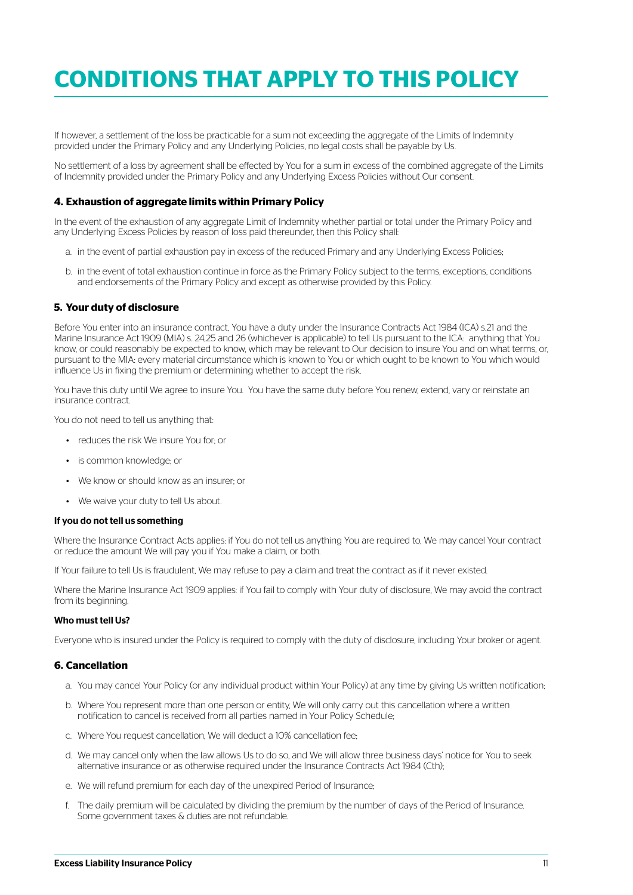# CONDITIONS THAT APPLY TO THIS POLICY

If however, a settlement of the loss be practicable for a sum not exceeding the aggregate of the Limits of Indemnity provided under the Primary Policy and any Underlying Policies, no legal costs shall be payable by Us.

No settlement of a loss by agreement shall be effected by You for a sum in excess of the combined aggregate of the Limits of Indemnity provided under the Primary Policy and any Underlying Excess Policies without Our consent.

### 4. Exhaustion of aggregate limits within Primary Policy

In the event of the exhaustion of any aggregate Limit of Indemnity whether partial or total under the Primary Policy and any Underlying Excess Policies by reason of loss paid thereunder, then this Policy shall:

a. in the event of partial exhaustion pay in excess of the reduced Primary and any Underlying Excess Policies;

b. in the event of total exhaustion continue in force as the Primary Policy subject to the terms, exceptions, conditions and endorsements of the Primary Policy and except as otherwise provided by this Policy.

### 5. Your duty of disclosure

Before You enter into an insurance contract, You have a duty under the Insurance Contracts Act 1984 (ICA) s.21 and the Marine Insurance Act 1909 (MIA) s. 24,25 and 26 (whichever is applicable) to tell Us pursuant to the ICA: anything that You know, or could reasonably be expected to know, which may be relevant to Our decision to insure You and on what terms, or, pursuant to the MIA: every material circumstance which is known to You or which ought to be known to You which would influence Us in fixing the premium or determining whether to accept the risk.

You have this duty until We agree to insure You. You have the same duty before You renew, extend, vary or reinstate an insurance contract.

You do not need to tell us anything that:

- reduces the risk We insure You for; or
- is common knowledge; or
- We know or should know as an insurer; or
- We waive your duty to tell Us about.

**If you do not tell us something**

Where the Insurance Contract Acts applies: if You do not tell us anything You are required to, We may cancel Your contract or reduce the amount We will pay you if You make a claim, or both.

If Your failure to tell Us is fraudulent, We may refuse to pay a claim and treat the contract as if it never existed.

Where the Marine Insurance Act 1909 applies: if You fail to comply with Your duty of disclosure, We may avoid the contract from its beginning.

**Who must tell Us?**

Everyone who is insured under the Policy is required to comply with the duty of disclosure, including Your broker or agent.

### 6. Cancellation

a. You may cancel Your Policy (or any individual product within Your Policy) at any time by giving Us written notification;

b. Where You represent more than one person or entity, We will only carry out this cancellation where a written notification to cancel is received from all parties named in Your Policy Schedule;

c. Where You request cancellation, We will deduct a 10% cancellation fee;

d. We may cancel only when the law allows Us to do so, and We will allow three business days' notice for You to seek alternative insurance or as otherwise required under the Insurance Contracts Act 1984 (Cth);

e. We will refund premium for each day of the unexpired Period of Insurance;

f. The daily premium will be calculated by dividing the premium by the number of days of the Period of Insurance. Some government taxes & duties are not refundable.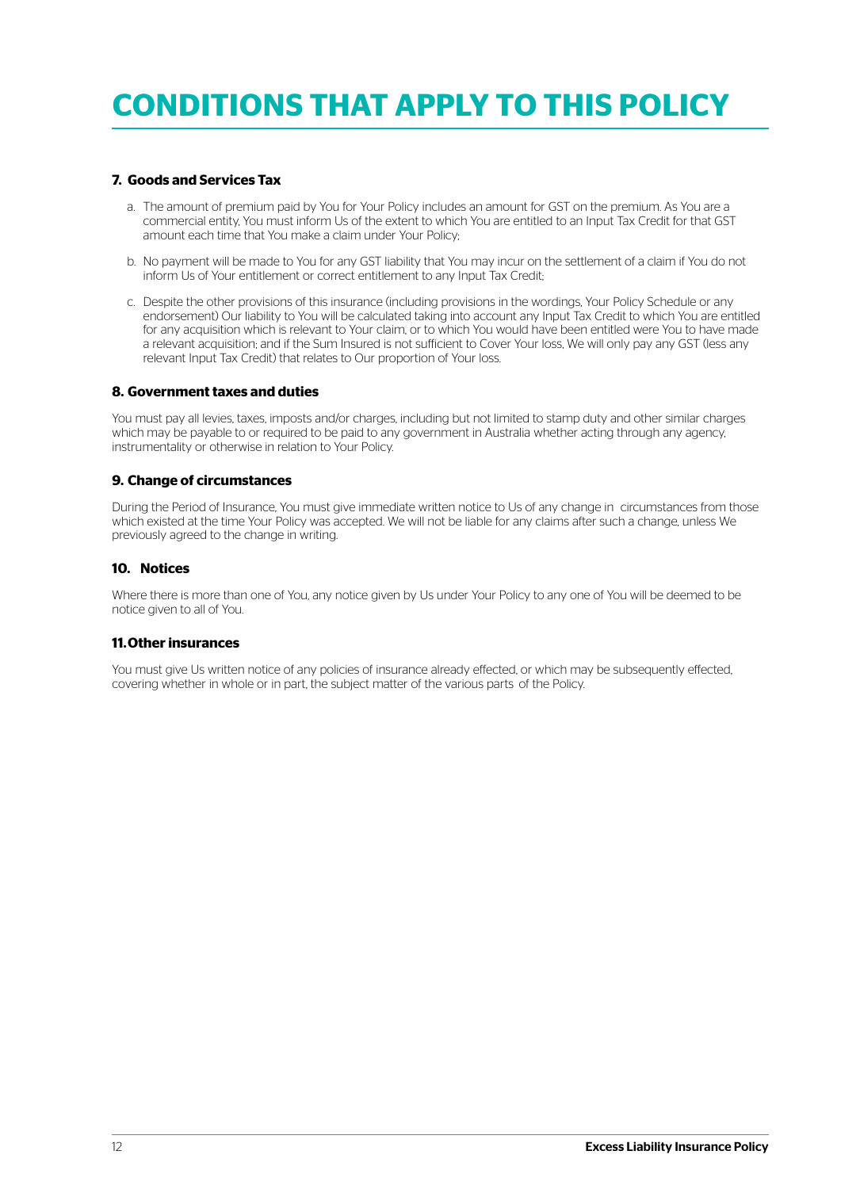# CONDITIONS THAT APPLY TO THIS POLICY

### 7. Goods and Services Tax

a. The amount of premium paid by You for Your Policy includes an amount for GST on the premium. As You are a commercial entity, You must inform Us of the extent to which You are entitled to an Input Tax Credit for that GST amount each time that You make a claim under Your Policy;

b. No payment will be made to You for any GST liability that You may incur on the settlement of a claim if You do not inform Us of Your entitlement or correct entitlement to any Input Tax Credit;

c. Despite the other provisions of this insurance (including provisions in the wordings, Your Policy Schedule or any endorsement) Our liability to You will be calculated taking into account any Input Tax Credit to which You are entitled for any acquisition which is relevant to Your claim, or to which You would have been entitled were You to have made a relevant acquisition; and if the Sum Insured is not sufficient to Cover Your loss, We will only pay any GST (less any relevant Input Tax Credit) that relates to Our proportion of Your loss.

### 8. Government taxes and duties

You must pay all levies, taxes, imposts and/or charges, including but not limited to stamp duty and other similar charges which may be payable to or required to be paid to any government in Australia whether acting through any agency, instrumentality or otherwise in relation to Your Policy.

### 9. Change of circumstances

During the Period of Insurance, You must give immediate written notice to Us of any change in circumstances from those which existed at the time Your Policy was accepted. We will not be liable for any claims after such a change, unless We previously agreed to the change in writing.

### 10. Notices

Where there is more than one of You, any notice given by Us under Your Policy to any one of You will be deemed to be notice given to all of You.

### 11. Other insurances

You must give Us written notice of any policies of insurance already effected, or which may be subsequently effected, covering whether in whole or in part, the subject matter of the various parts of the Policy.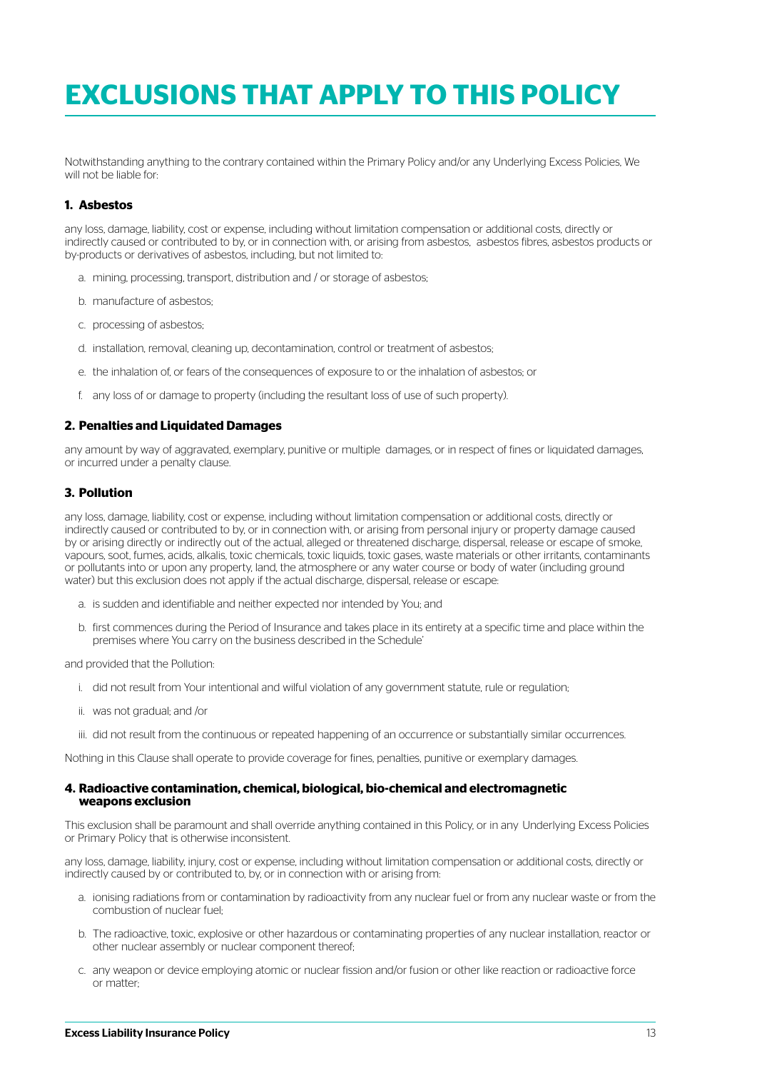# EXCLUSIONS THAT APPLY TO THIS POLICY

Notwithstanding anything to the contrary contained within the Primary Policy and/or any Underlying Excess Policies, We will not be liable for:

### 1. Asbestos

any loss, damage, liability, cost or expense, including without limitation compensation or additional costs, directly or indirectly caused or contributed to by, or in connection with, or arising from asbestos, asbestos fibres, asbestos products or by-products or derivatives of asbestos, including, but not limited to:

a. mining, processing, transport, distribution and / or storage of asbestos;

b. manufacture of asbestos;

c. processing of asbestos;

d. installation, removal, cleaning up, decontamination, control or treatment of asbestos;

e. the inhalation of, or fears of the consequences of exposure to or the inhalation of asbestos; or

f. any loss of or damage to property (including the resultant loss of use of such property).

### 2. Penalties and Liquidated Damages

any amount by way of aggravated, exemplary, punitive or multiple damages, or in respect of fines or liquidated damages, or incurred under a penalty clause.

### 3. Pollution

any loss, damage, liability, cost or expense, including without limitation compensation or additional costs, directly or indirectly caused or contributed to by, or in connection with, or arising from personal injury or property damage caused by or arising directly or indirectly out of the actual, alleged or threatened discharge, dispersal, release or escape of smoke, vapours, soot, fumes, acids, alkalis, toxic chemicals, toxic liquids, toxic gases, waste materials or other irritants, contaminants or pollutants into or upon any property, land, the atmosphere or any water course or body of water (including ground water) but this exclusion does not apply if the actual discharge, dispersal, release or escape:

a. is sudden and identifiable and neither expected nor intended by You; and

b. first commences during the Period of Insurance and takes place in its entirety at a specific time and place within the premises where You carry on the business described in the Schedule'

and provided that the Pollution:

i. did not result from Your intentional and wilful violation of any government statute, rule or regulation;

ii. was not gradual; and /or

iii. did not result from the continuous or repeated happening of an occurrence or substantially similar occurrences.

Nothing in this Clause shall operate to provide coverage for fines, penalties, punitive or exemplary damages.

### 4. Radioactive contamination, chemical, biological, bio-chemical and electromagnetic weapons exclusion

This exclusion shall be paramount and shall override anything contained in this Policy, or in any Underlying Excess Policies or Primary Policy that is otherwise inconsistent.

any loss, damage, liability, injury, cost or expense, including without limitation compensation or additional costs, directly or indirectly caused by or contributed to, by, or in connection with or arising from:

a. ionising radiations from or contamination by radioactivity from any nuclear fuel or from any nuclear waste or from the combustion of nuclear fuel;

b. The radioactive, toxic, explosive or other hazardous or contaminating properties of any nuclear installation, reactor or other nuclear assembly or nuclear component thereof;

c. any weapon or device employing atomic or nuclear fission and/or fusion or other like reaction or radioactive force or matter;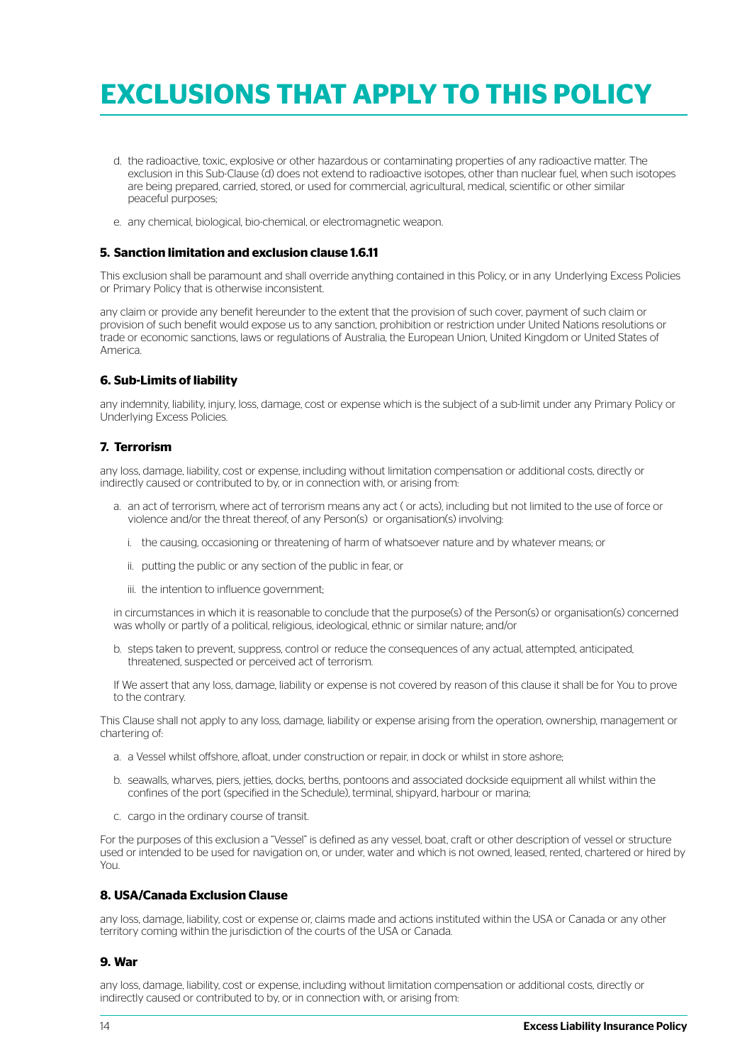# EXCLUSIONS THAT APPLY TO THIS POLICY

d. the radioactive, toxic, explosive or other hazardous or contaminating properties of any radioactive matter. The exclusion in this Sub-Clause (d) does not extend to radioactive isotopes, other than nuclear fuel, when such isotopes are being prepared, carried, stored, or used for commercial, agricultural, medical, scientific or other similar peaceful purposes;

e. any chemical, biological, bio-chemical, or electromagnetic weapon.

### 5. Sanction limitation and exclusion clause 1.6.11

This exclusion shall be paramount and shall override anything contained in this Policy, or in any Underlying Excess Policies or Primary Policy that is otherwise inconsistent.

any claim or provide any benefit hereunder to the extent that the provision of such cover, payment of such claim or provision of such benefit would expose us to any sanction, prohibition or restriction under United Nations resolutions or trade or economic sanctions, laws or regulations of Australia, the European Union, United Kingdom or United States of America.

### 6. Sub-Limits of liability

any indemnity, liability, injury, loss, damage, cost or expense which is the subject of a sub-limit under any Primary Policy or Underlying Excess Policies.

### 7. Terrorism

any loss, damage, liability, cost or expense, including without limitation compensation or additional costs, directly or indirectly caused or contributed to by, or in connection with, or arising from:

a. an act of terrorism, where act of terrorism means any act ( or acts), including but not limited to the use of force or violence and/or the threat thereof, of any Person(s) or organisation(s) involving:

   i. the causing, occasioning or threatening of harm of whatsoever nature and by whatever means; or

   ii. putting the public or any section of the public in fear, or

   iii. the intention to influence government;

in circumstances in which it is reasonable to conclude that the purpose(s) of the Person(s) or organisation(s) concerned was wholly or partly of a political, religious, ideological, ethnic or similar nature; and/or

b. steps taken to prevent, suppress, control or reduce the consequences of any actual, attempted, anticipated, threatened, suspected or perceived act of terrorism.

If We assert that any loss, damage, liability or expense is not covered by reason of this clause it shall be for You to prove to the contrary.

This Clause shall not apply to any loss, damage, liability or expense arising from the operation, ownership, management or chartering of:

a. a Vessel whilst offshore, afloat, under construction or repair, in dock or whilst in store ashore;

b. seawalls, wharves, piers, jetties, docks, berths, pontoons and associated dockside equipment all whilst within the confines of the port (specified in the Schedule), terminal, shipyard, harbour or marina;

c. cargo in the ordinary course of transit.

For the purposes of this exclusion a "Vessel" is defined as any vessel, boat, craft or other description of vessel or structure used or intended to be used for navigation on, or under, water and which is not owned, leased, rented, chartered or hired by You.

### 8. USA/Canada Exclusion Clause

any loss, damage, liability, cost or expense or, claims made and actions instituted within the USA or Canada or any other territory coming within the jurisdiction of the courts of the USA or Canada.

### 9. War

any loss, damage, liability, cost or expense, including without limitation compensation or additional costs, directly or indirectly caused or contributed to by, or in connection with, or arising from: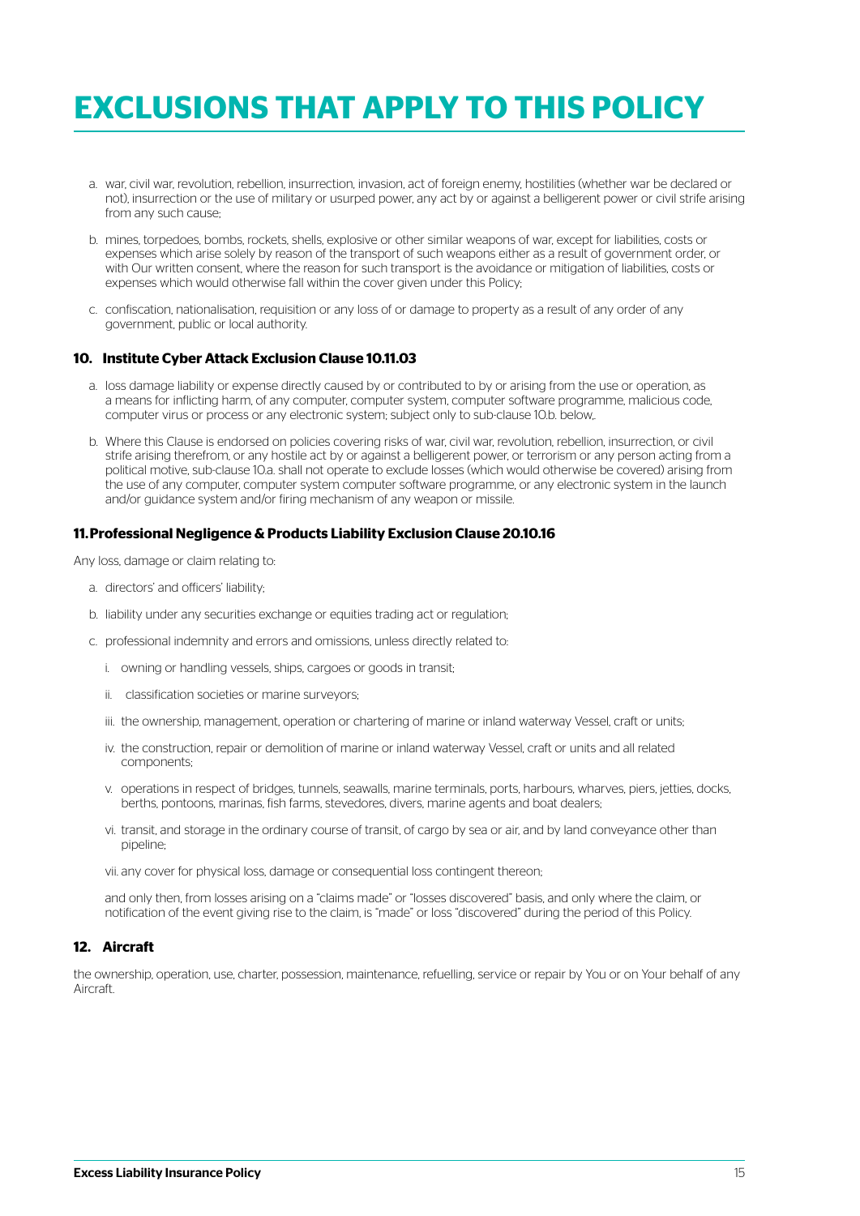# EXCLUSIONS THAT APPLY TO THIS POLICY

a. war, civil war, revolution, rebellion, insurrection, invasion, act of foreign enemy, hostilities (whether war be declared or not), insurrection or the use of military or usurped power, any act by or against a belligerent power or civil strife arising from any such cause;

b. mines, torpedoes, bombs, rockets, shells, explosive or other similar weapons of war, except for liabilities, costs or expenses which arise solely by reason of the transport of such weapons either as a result of government order, or with Our written consent, where the reason for such transport is the avoidance or mitigation of liabilities, costs or expenses which would otherwise fall within the cover given under this Policy;

c. confiscation, nationalisation, requisition or any loss of or damage to property as a result of any order of any government, public or local authority.

### 10. Institute Cyber Attack Exclusion Clause 10.11.03

a. loss damage liability or expense directly caused by or contributed to by or arising from the use or operation, as a means for inflicting harm, of any computer, computer system, computer software programme, malicious code, computer virus or process or any electronic system; subject only to sub-clause 10.b. below,.

b. Where this Clause is endorsed on policies covering risks of war, civil war, revolution, rebellion, insurrection, or civil strife arising therefrom, or any hostile act by or against a belligerent power, or terrorism or any person acting from a political motive, sub-clause 10.a. shall not operate to exclude losses (which would otherwise be covered) arising from the use of any computer, computer system computer software programme, or any electronic system in the launch and/or guidance system and/or firing mechanism of any weapon or missile.

### 11. Professional Negligence & Products Liability Exclusion Clause 20.10.16

Any loss, damage or claim relating to:

a. directors' and officers' liability;

b. liability under any securities exchange or equities trading act or regulation;

c. professional indemnity and errors and omissions, unless directly related to:

   i. owning or handling vessels, ships, cargoes or goods in transit;

   ii. classification societies or marine surveyors;

   iii. the ownership, management, operation or chartering of marine or inland waterway Vessel, craft or units;

   iv. the construction, repair or demolition of marine or inland waterway Vessel, craft or units and all related components;

   v. operations in respect of bridges, tunnels, seawalls, marine terminals, ports, harbours, wharves, piers, jetties, docks, berths, pontoons, marinas, fish farms, stevedores, divers, marine agents and boat dealers;

   vi. transit, and storage in the ordinary course of transit, of cargo by sea or air, and by land conveyance other than pipeline;

   vii. any cover for physical loss, damage or consequential loss contingent thereon;

   and only then, from losses arising on a "claims made" or "losses discovered" basis, and only where the claim, or notification of the event giving rise to the claim, is "made" or loss "discovered" during the period of this Policy.

### 12. Aircraft

the ownership, operation, use, charter, possession, maintenance, refuelling, service or repair by You or on Your behalf of any Aircraft.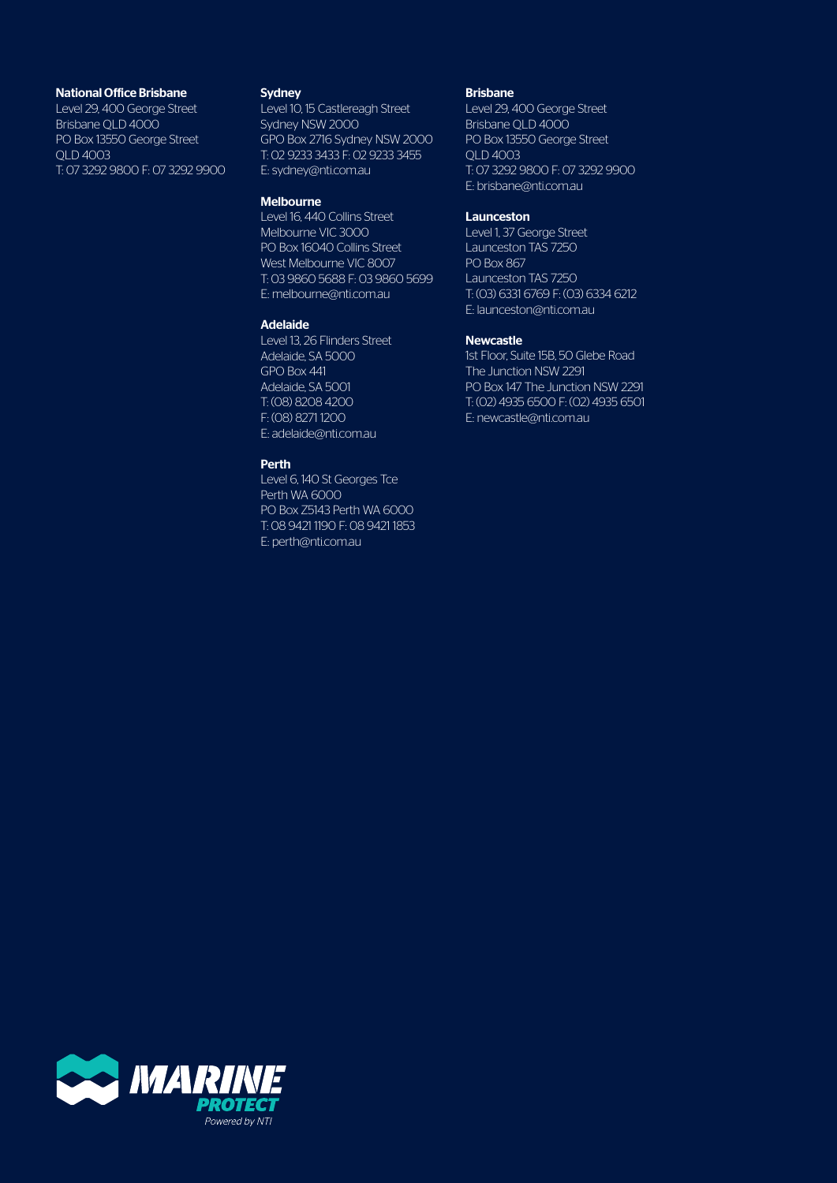**National Office Brisbane**
Level 29, 400 George Street
Brisbane QLD 4000
PO Box 13550 George Street
QLD 4003
T: 07 3292 9800 F: 07 3292 9900

**Sydney**
Level 10, 15 Castlereagh Street
Sydney NSW 2000
GPO Box 2716 Sydney NSW 2000
T: 02 9233 3433 F: 02 9233 3455
E: sydney@nti.com.au

**Melbourne**
Level 16, 440 Collins Street
Melbourne VIC 3000
PO Box 16040 Collins Street
West Melbourne VIC 8007
T: 03 9860 5688 F: 03 9860 5699
E: melbourne@nti.com.au

**Adelaide**
Level 13, 26 Flinders Street
Adelaide, SA 5000
GPO Box 441
Adelaide, SA 5001
T: (08) 8208 4200
F: (08) 8271 1200
E: adelaide@nti.com.au

**Perth**
Level 6, 140 St Georges Tce
Perth WA 6000
PO Box Z5143 Perth WA 6000
T: 08 9421 1190 F: 08 9421 1853
E: perth@nti.com.au

**Brisbane**
Level 29, 400 George Street
Brisbane QLD 4000
PO Box 13550 George Street
QLD 4003
T: 07 3292 9800 F: 07 3292 9900
E: brisbane@nti.com.au

**Launceston**
Level 1, 37 George Street
Launceston TAS 7250
PO Box 867
Launceston TAS 7250
T: (03) 6331 6769 F: (03) 6334 6212
E: launceston@nti.com.au

**Newcastle**
1st Floor, Suite 15B, 50 Glebe Road
The Junction NSW 2291
PO Box 147 The Junction NSW 2291
T: (02) 4935 6500 F: (02) 4935 6501
E: newcastle@nti.com.au

MARINE PROTECT
*Powered by NTI*